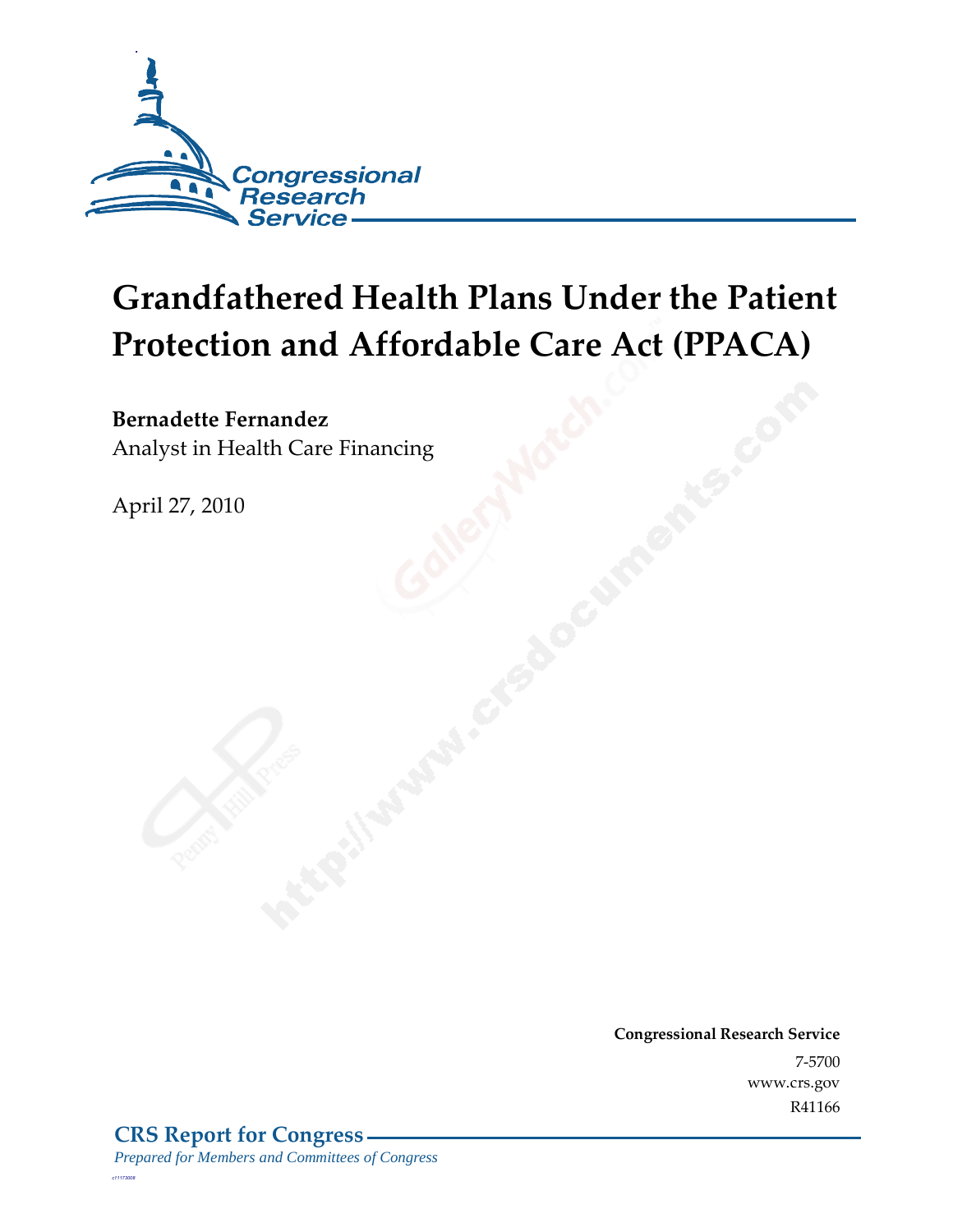# Grandfathered Health Plans Under the Patient Protection and Affordable Care Act (PPACA)

**Bernadette Fernandez**
Analyst in Health Care Financing

April 27, 2010

**Congressional Research Service**
7-5700
www.crs.gov
R41166

**CRS Report for Congress**
*Prepared for Members and Committees of Congress*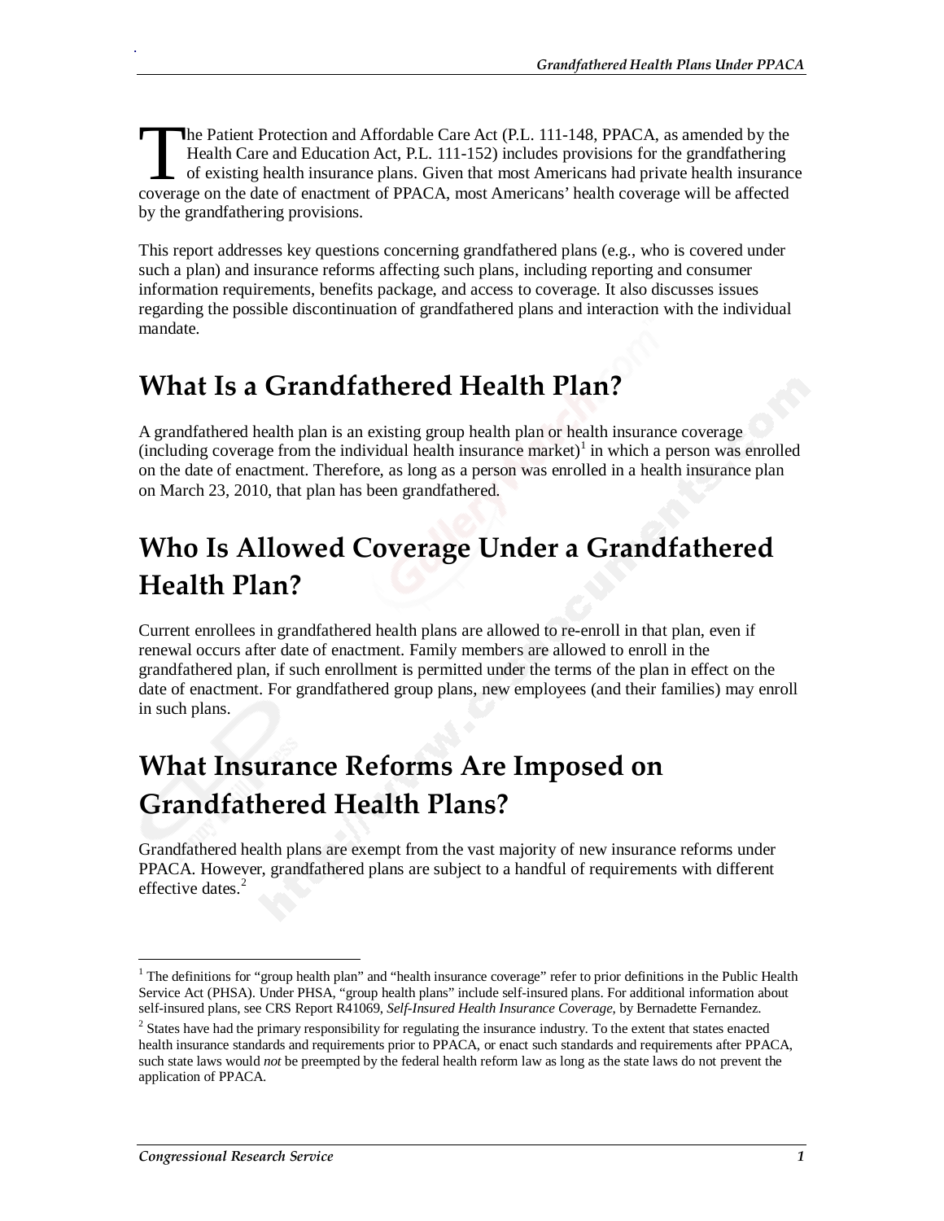The Patient Protection and Affordable Care Act (P.L. 111-148, PPACA, as amended by the Health Care and Education Act, P.L. 111-152) includes provisions for the grandfathering of existing health insurance plans. Given that most Americans had private health insurance coverage on the date of enactment of PPACA, most Americans' health coverage will be affected by the grandfathering provisions.

This report addresses key questions concerning grandfathered plans (e.g., who is covered under such a plan) and insurance reforms affecting such plans, including reporting and consumer information requirements, benefits package, and access to coverage. It also discusses issues regarding the possible discontinuation of grandfathered plans and interaction with the individual mandate.

## What Is a Grandfathered Health Plan?

A grandfathered health plan is an existing group health plan or health insurance coverage (including coverage from the individual health insurance market)[1] in which a person was enrolled on the date of enactment. Therefore, as long as a person was enrolled in a health insurance plan on March 23, 2010, that plan has been grandfathered.

## Who Is Allowed Coverage Under a Grandfathered Health Plan?

Current enrollees in grandfathered health plans are allowed to re-enroll in that plan, even if renewal occurs after date of enactment. Family members are allowed to enroll in the grandfathered plan, if such enrollment is permitted under the terms of the plan in effect on the date of enactment. For grandfathered group plans, new employees (and their families) may enroll in such plans.

## What Insurance Reforms Are Imposed on Grandfathered Health Plans?

Grandfathered health plans are exempt from the vast majority of new insurance reforms under PPACA. However, grandfathered plans are subject to a handful of requirements with different effective dates.[2]

---

[1] The definitions for "group health plan" and "health insurance coverage" refer to prior definitions in the Public Health Service Act (PHSA). Under PHSA, "group health plans" include self-insured plans. For additional information about self-insured plans, see CRS Report R41069, *Self-Insured Health Insurance Coverage*, by Bernadette Fernandez.

[2] States have had the primary responsibility for regulating the insurance industry. To the extent that states enacted health insurance standards and requirements prior to PPACA, or enact such standards and requirements after PPACA, such state laws would *not* be preempted by the federal health reform law as long as the state laws do not prevent the application of PPACA.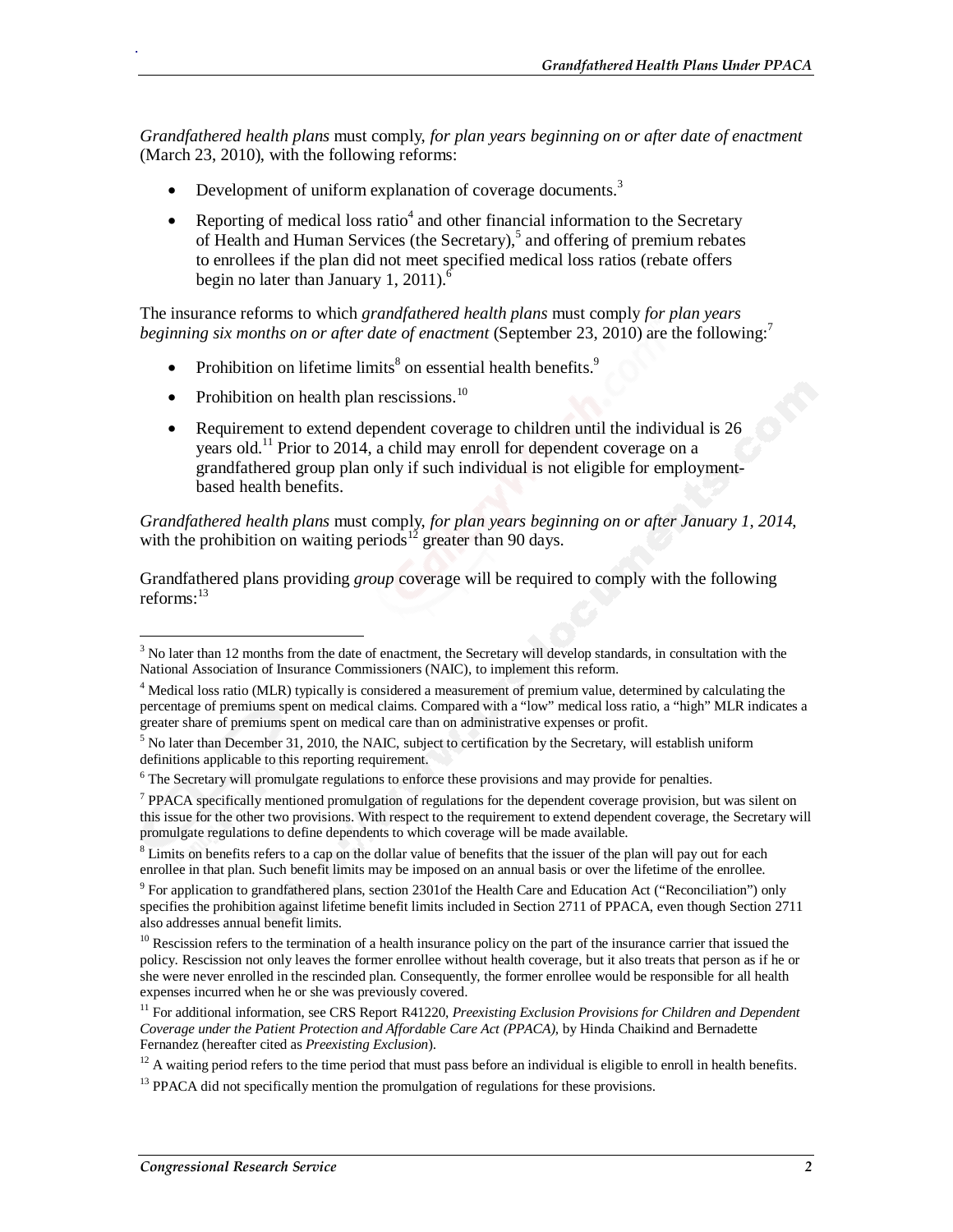*Grandfathered health plans* must comply, *for plan years beginning on or after date of enactment* (March 23, 2010), with the following reforms:

- Development of uniform explanation of coverage documents.[3]
- Reporting of medical loss ratio[4] and other financial information to the Secretary of Health and Human Services (the Secretary),[5] and offering of premium rebates to enrollees if the plan did not meet specified medical loss ratios (rebate offers begin no later than January 1, 2011).[6]

The insurance reforms to which *grandfathered health plans* must comply *for plan years beginning six months on or after date of enactment* (September 23, 2010) are the following:[7]

- Prohibition on lifetime limits[8] on essential health benefits.[9]
- Prohibition on health plan rescissions.[10]
- Requirement to extend dependent coverage to children until the individual is 26 years old.[11] Prior to 2014, a child may enroll for dependent coverage on a grandfathered group plan only if such individual is not eligible for employment-based health benefits.

*Grandfathered health plans* must comply, *for plan years beginning on or after January 1, 2014*, with the prohibition on waiting periods[12] greater than 90 days.

Grandfathered plans providing *group* coverage will be required to comply with the following reforms:[13]

---

[3] No later than 12 months from the date of enactment, the Secretary will develop standards, in consultation with the National Association of Insurance Commissioners (NAIC), to implement this reform.

[4] Medical loss ratio (MLR) typically is considered a measurement of premium value, determined by calculating the percentage of premiums spent on medical claims. Compared with a "low" medical loss ratio, a "high" MLR indicates a greater share of premiums spent on medical care than on administrative expenses or profit.

[5] No later than December 31, 2010, the NAIC, subject to certification by the Secretary, will establish uniform definitions applicable to this reporting requirement.

[6] The Secretary will promulgate regulations to enforce these provisions and may provide for penalties.

[7] PPACA specifically mentioned promulgation of regulations for the dependent coverage provision, but was silent on this issue for the other two provisions. With respect to the requirement to extend dependent coverage, the Secretary will promulgate regulations to define dependents to which coverage will be made available.

[8] Limits on benefits refers to a cap on the dollar value of benefits that the issuer of the plan will pay out for each enrollee in that plan. Such benefit limits may be imposed on an annual basis or over the lifetime of the enrollee.

[9] For application to grandfathered plans, section 2301of the Health Care and Education Act ("Reconciliation") only specifies the prohibition against lifetime benefit limits included in Section 2711 of PPACA, even though Section 2711 also addresses annual benefit limits.

[10] Rescission refers to the termination of a health insurance policy on the part of the insurance carrier that issued the policy. Rescission not only leaves the former enrollee without health coverage, but it also treats that person as if he or she were never enrolled in the rescinded plan. Consequently, the former enrollee would be responsible for all health expenses incurred when he or she was previously covered.

[11] For additional information, see CRS Report R41220, *Preexisting Exclusion Provisions for Children and Dependent Coverage under the Patient Protection and Affordable Care Act (PPACA)*, by Hinda Chaikind and Bernadette Fernandez (hereafter cited as *Preexisting Exclusion*).

[12] A waiting period refers to the time period that must pass before an individual is eligible to enroll in health benefits.

[13] PPACA did not specifically mention the promulgation of regulations for these provisions.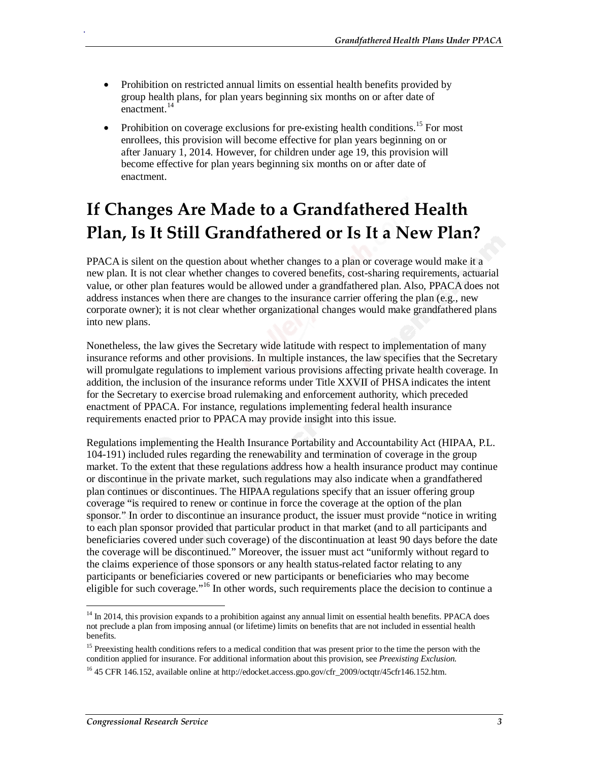- Prohibition on restricted annual limits on essential health benefits provided by group health plans, for plan years beginning six months on or after date of enactment.[14]
- Prohibition on coverage exclusions for pre-existing health conditions.[15] For most enrollees, this provision will become effective for plan years beginning on or after January 1, 2014. However, for children under age 19, this provision will become effective for plan years beginning six months on or after date of enactment.

# If Changes Are Made to a Grandfathered Health Plan, Is It Still Grandfathered or Is It a New Plan?

PPACA is silent on the question about whether changes to a plan or coverage would make it a new plan. It is not clear whether changes to covered benefits, cost-sharing requirements, actuarial value, or other plan features would be allowed under a grandfathered plan. Also, PPACA does not address instances when there are changes to the insurance carrier offering the plan (e.g., new corporate owner); it is not clear whether organizational changes would make grandfathered plans into new plans.

Nonetheless, the law gives the Secretary wide latitude with respect to implementation of many insurance reforms and other provisions. In multiple instances, the law specifies that the Secretary will promulgate regulations to implement various provisions affecting private health coverage. In addition, the inclusion of the insurance reforms under Title XXVII of PHSA indicates the intent for the Secretary to exercise broad rulemaking and enforcement authority, which preceded enactment of PPACA. For instance, regulations implementing federal health insurance requirements enacted prior to PPACA may provide insight into this issue.

Regulations implementing the Health Insurance Portability and Accountability Act (HIPAA, P.L. 104-191) included rules regarding the renewability and termination of coverage in the group market. To the extent that these regulations address how a health insurance product may continue or discontinue in the private market, such regulations may also indicate when a grandfathered plan continues or discontinues. The HIPAA regulations specify that an issuer offering group coverage "is required to renew or continue in force the coverage at the option of the plan sponsor." In order to discontinue an insurance product, the issuer must provide "notice in writing to each plan sponsor provided that particular product in that market (and to all participants and beneficiaries covered under such coverage) of the discontinuation at least 90 days before the date the coverage will be discontinued." Moreover, the issuer must act "uniformly without regard to the claims experience of those sponsors or any health status-related factor relating to any participants or beneficiaries covered or new participants or beneficiaries who may become eligible for such coverage."[16] In other words, such requirements place the decision to continue a

---

[14] In 2014, this provision expands to a prohibition against any annual limit on essential health benefits. PPACA does not preclude a plan from imposing annual (or lifetime) limits on benefits that are not included in essential health benefits.

[15] Preexisting health conditions refers to a medical condition that was present prior to the time the person with the condition applied for insurance. For additional information about this provision, see *Preexisting Exclusion*.

[16] 45 CFR 146.152, available online at http://edocket.access.gpo.gov/cfr_2009/octqtr/45cfr146.152.htm.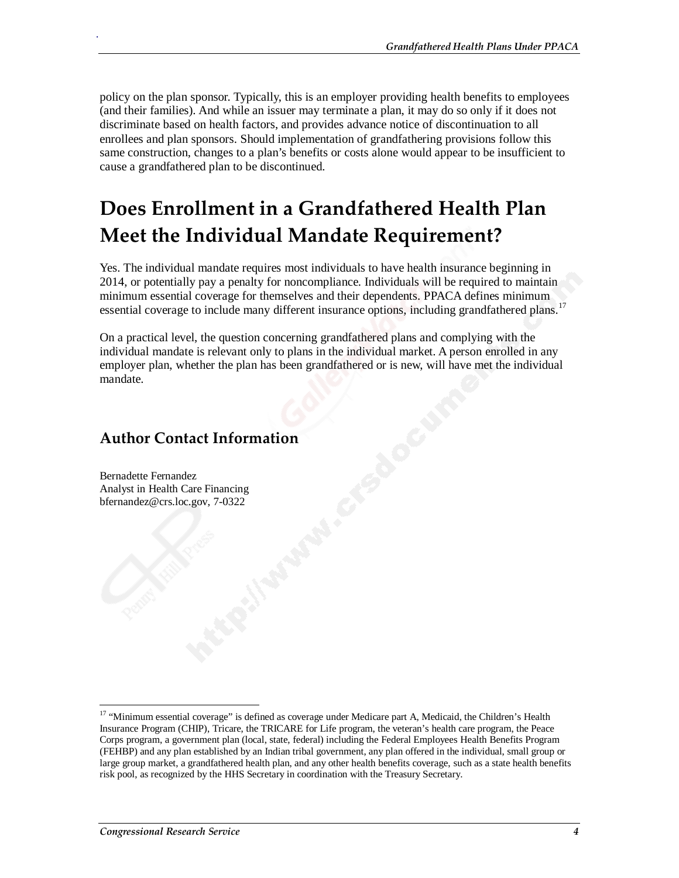policy on the plan sponsor. Typically, this is an employer providing health benefits to employees (and their families). And while an issuer may terminate a plan, it may do so only if it does not discriminate based on health factors, and provides advance notice of discontinuation to all enrollees and plan sponsors. Should implementation of grandfathering provisions follow this same construction, changes to a plan's benefits or costs alone would appear to be insufficient to cause a grandfathered plan to be discontinued.

# Does Enrollment in a Grandfathered Health Plan Meet the Individual Mandate Requirement?

Yes. The individual mandate requires most individuals to have health insurance beginning in 2014, or potentially pay a penalty for noncompliance. Individuals will be required to maintain minimum essential coverage for themselves and their dependents. PPACA defines minimum essential coverage to include many different insurance options, including grandfathered plans.[17]

On a practical level, the question concerning grandfathered plans and complying with the individual mandate is relevant only to plans in the individual market. A person enrolled in any employer plan, whether the plan has been grandfathered or is new, will have met the individual mandate.

## Author Contact Information

Bernadette Fernandez
Analyst in Health Care Financing
bfernandez@crs.loc.gov, 7-0322

---

[17] "Minimum essential coverage" is defined as coverage under Medicare part A, Medicaid, the Children's Health Insurance Program (CHIP), Tricare, the TRICARE for Life program, the veteran's health care program, the Peace Corps program, a government plan (local, state, federal) including the Federal Employees Health Benefits Program (FEHBP) and any plan established by an Indian tribal government, any plan offered in the individual, small group or large group market, a grandfathered health plan, and any other health benefits coverage, such as a state health benefits risk pool, as recognized by the HHS Secretary in coordination with the Treasury Secretary.